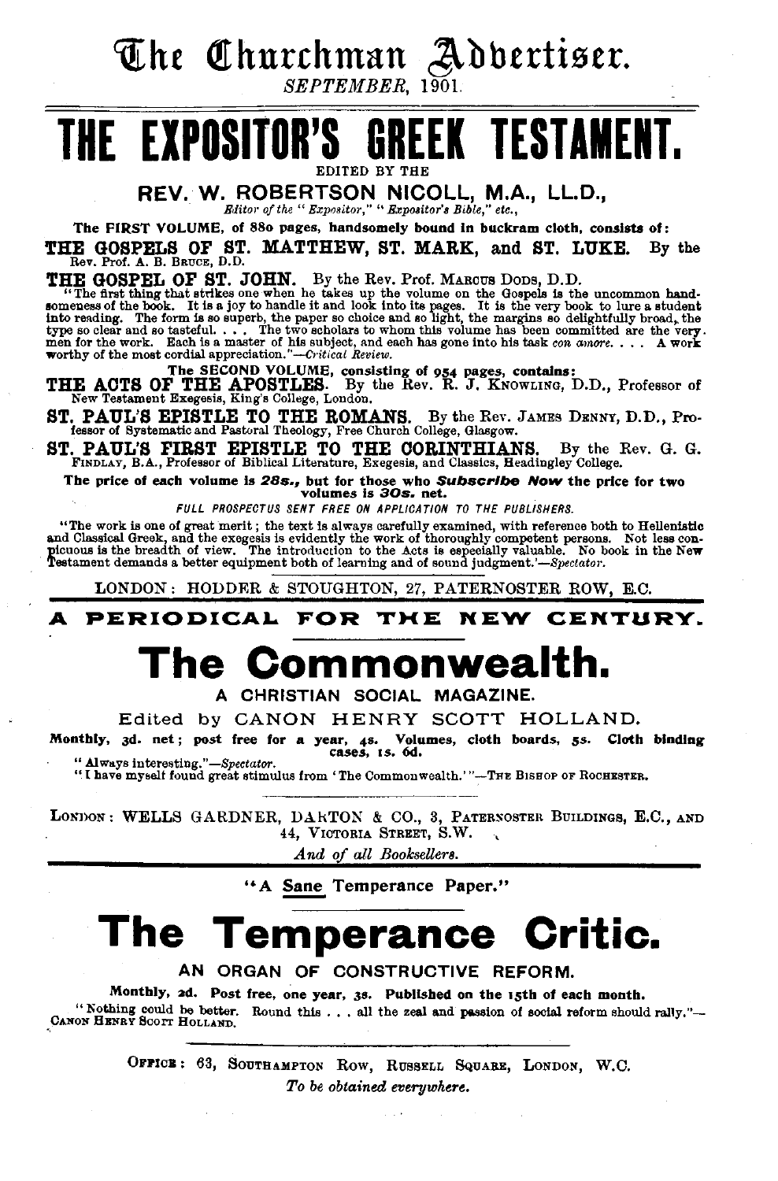# The Churchman Advertiser.

*SEPTEMBER, 1901.*

# THE EXPOSITOR'S GREEK TESTAMENT.

EDITED BY THE

## REV. W. ROBERTSON NICOLL, M.A., LL.D.,

*Editor of the "Expositor," "Expositor's Bible," etc.,*

**The FIRST VOLUME, of 880 pages, handsomely bound in buckram cloth, consists of:**

**THE GOSPELS OF ST. MATTHEW, ST. MARK, and ST. LUKE.** By the Rev. Prof. A. B. BRUCE, D.D.

**THE GOSPEL OF ST. JOHN.** By the Rev. Prof. MARCUS DODS, D.D.

"The first thing that strikes one when he takes up the volume on the Gospels is the uncommon handsomeness of the book. It is a joy to handle it and look into its pages. It is the very book to lure a student into reading. The form is so superb, the paper so choice and so light, the margins so delightfully broad, the type so clear and so tasteful. . . . The two scholars to whom this volume has been committed are the very men for the work. Each is a master of his subject, and each has gone into his task *con amore*. . . . A work worthy of the most cordial appreciation."—*Critical Review.*

**The SECOND VOLUME, consisting of 954 pages, contains:**

**THE ACTS OF THE APOSTLES.** By the Rev. R. J. KNOWLING, D.D., Professor of New Testament Exegesis, King's College, London.

**ST. PAUL'S EPISTLE TO THE ROMANS.** By the Rev. JAMES DENNY, D.D., Professor of Systematic and Pastoral Theology, Free Church College, Glasgow.

**ST. PAUL'S FIRST EPISTLE TO THE CORINTHIANS.** By the Rev. G. G. FINDLAY, B.A., Professor of Biblical Literature, Exegesis, and Classics, Headingley College.

**The price of each volume is *28s.*, but for those who *Subscribe Now* the price for two volumes is *30s.* net.**

*FULL PROSPECTUS SENT FREE ON APPLICATION TO THE PUBLISHERS.*

"The work is one of great merit; the text is always carefully examined, with reference both to Hellenistic and Classical Greek, and the exegesis is evidently the work of thoroughly competent persons. Not less conspicuous is the breadth of view. The introduction to the Acts is especially valuable. No book in the New Testament demands a better equipment both of learning and of sound judgment.'—*Spectator.*

LONDON: HODDER & STOUGHTON, 27, PATERNOSTER ROW, E.C.

---

## A PERIODICAL FOR THE NEW CENTURY.

# The Commonwealth.

### A CHRISTIAN SOCIAL MAGAZINE.

Edited by CANON HENRY SCOTT HOLLAND.

**Monthly, 3d. net; post free for a year, 4s. Volumes, cloth boards, 5s. Cloth binding cases, 1s. 6d.**

"Always interesting."—*Spectator.*

"I have myself found great stimulus from 'The Commonwealth.'"—THE BISHOP OF ROCHESTER.

LONDON: WELLS GARDNER, DARTON & CO., 3, PATERNOSTER BUILDINGS, E.C., AND 44, VICTORIA STREET, S.W.

*And of all Booksellers.*

---

"A Sane Temperance Paper."

# The Temperance Critic.

### AN ORGAN OF CONSTRUCTIVE REFORM.

**Monthly, 2d. Post free, one year, 3s. Published on the 15th of each month.**

"Nothing could be better. Round this . . . all the zeal and passion of social reform should rally."—CANON HENRY SCOTT HOLLAND.

OFFICE: 63, SOUTHAMPTON ROW, RUSSELL SQUARE, LONDON, W.C.

*To be obtained everywhere.*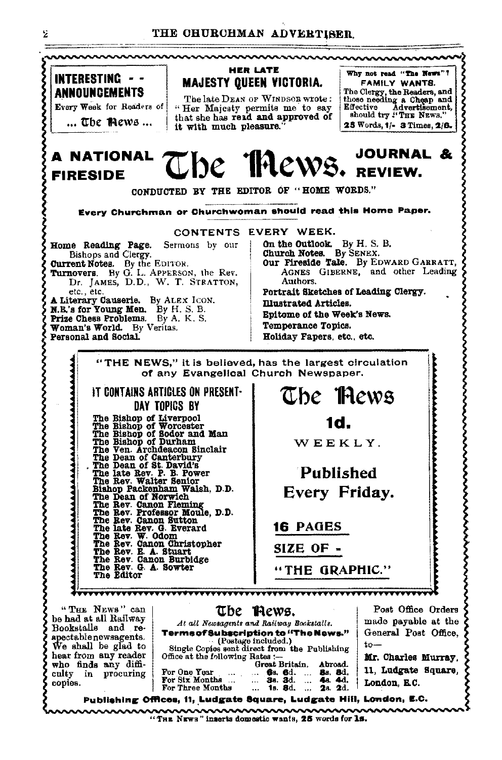**INTERESTING - - ANNOUNCEMENTS**

Every Week for Readers of

... The News ...

### HER LATE MAJESTY QUEEN VICTORIA.

The late DEAN OF WINDSOR wrote: "Her Majesty permits me to say that she has read and approved of it with much pleasure."

Why not read "The News"?

**FAMILY WANTS.**

The Clergy, the Readers, and those needing a Cheap and Effective Advertisement, should try "THE NEWS."

**25 Words, 1/- 3 Times, 2/6.**

# A NATIONAL FIRESIDE The News. JOURNAL & REVIEW.

CONDUCTED BY THE EDITOR OF "HOME WORDS."

**Every Churchman or Churchwoman should read this Home Paper.**

## CONTENTS EVERY WEEK.

- **Home Reading Page.** Sermons by our Bishops and Clergy.
- **Current Notes.** By the EDITOR.
- **Turnovers.** By G. L. APPERSON, the Rev. Dr. JAMES, D.D., W. T. STRATTON, etc., etc.
- **A Literary Causerie.** By ALEX ICON.
- **N.B.'s for Young Men.** By H. S. B.
- **Prize Chess Problems.** By A. K. S.
- **Woman's World.** By Veritas.
- **Personal and Social.**
- **On the Outlook.** By H. S. B.
- **Church Notes.** By SENEX.
- **Our Fireside Tale.** By EDWARD GARRATT, AGNES GIBERNE, and other Leading Authors.
- **Portrait Sketches of Leading Clergy.**
- **Illustrated Articles.**
- **Epitome of the Week's News.**
- **Temperance Topics.**
- **Holiday Papers, etc., etc.**

"THE NEWS," it is believed, has the largest circulation of any Evangelical Church Newspaper.

### IT CONTAINS ARTICLES ON PRESENT-DAY TOPICS BY

The Bishop of Liverpool
The Bishop of Worcester
The Bishop of Sodor and Man
The Bishop of Durham
The Ven. Archdeacon Sinclair
The Dean of Canterbury
The Dean of St. David's
The late Rev. P. B. Power
The Rev. Walter Senior
Bishop Packenham Walsh, D.D.
The Dean of Norwich
The Rev. Canon Fleming
The Rev. Professor Moule, D.D.
The Rev. Canon Sutton
The late Rev. G. Everard
The Rev. W. Odom
The Rev. Canon Christopher
The Rev. E. A. Stuart
The Rev. Canon Burbidge
The Rev. G. A. Sowter
The Editor

## The News

**1d.**

WEEKLY.

**Published Every Friday.**

**16 PAGES**

**SIZE OF -**

**"THE GRAPHIC."**

"THE NEWS" can be had at all Railway Bookstalls and respectable newsagents. We shall be glad to hear from any reader who finds any difficulty in procuring copies.

## The News.

*At all Newsagents and Railway Bookstalls.*

**Terms of Subscription to "The News."**

(Postage included.)

Single Copies sent direct from the Publishing Office at the following Rates:—

| | Great Britain. | Abroad. |
|---|---|---|
| For One Year ... | 6s. 6d. ... | 8s. 8d. |
| For Six Months ... | 3s. 3d. ... | 4s. 4d. |
| For Three Months | 1s. 8d. ... | 2s. 2d. |

Post Office Orders made payable at the General Post Office, to—

**Mr. Charles Murray, 11, Ludgate Square, London, E.C.**

**Publishing Offices, 11, Ludgate Square, Ludgate Hill, London, E.C.**

"THE NEWS" inserts domestic wants, 25 words for 1s.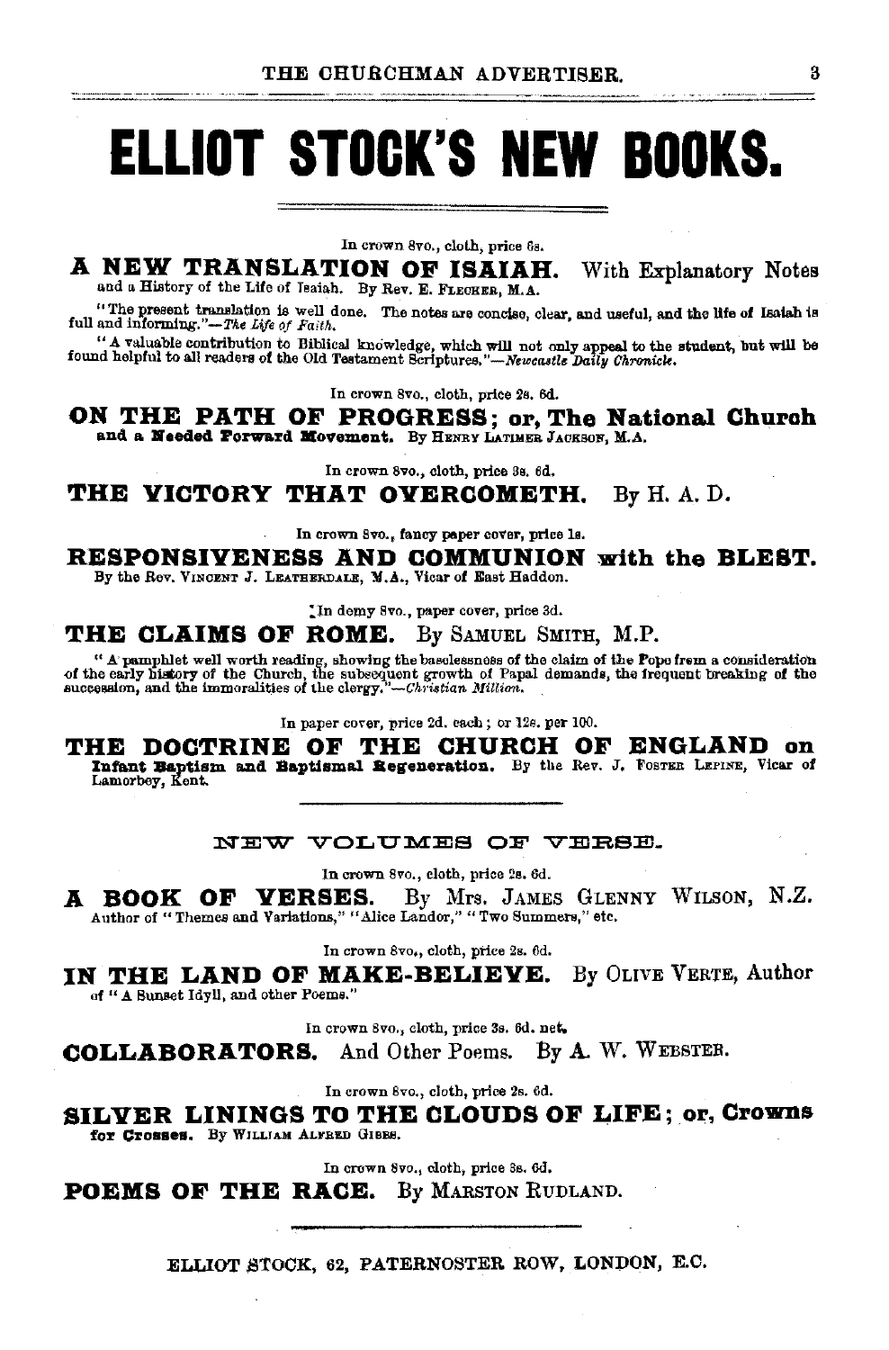# ELLIOT STOCK'S NEW BOOKS.

In crown 8vo., cloth, price 6s.

**A NEW TRANSLATION OF ISAIAH.** With Explanatory Notes and a History of the Life of Isaiah. By Rev. E. FLECKER, M.A.

"The present translation is well done. The notes are concise, clear, and useful, and the life of Isaiah is full and informing."—*The Life of Faith.*

"A valuable contribution to Biblical knowledge, which will not only appeal to the student, but will be found helpful to all readers of the Old Testament Scriptures."—*Newcastle Daily Chronicle.*

In crown 8vo., cloth, price 2s. 6d.

**ON THE PATH OF PROGRESS; or, The National Church and a Needed Forward Movement.** By HENRY LATIMER JACKSON, M.A.

In crown 8vo., cloth, price 3s. 6d.

**THE VICTORY THAT OVERCOMETH.** By H. A. D.

In crown 8vo., fancy paper cover, price 1s.

**RESPONSIVENESS AND COMMUNION with the BLEST.** By the Rev. VINCENT J. LEATHERDALE, M.A., Vicar of East Haddon.

In demy 8vo., paper cover, price 3d.

**THE CLAIMS OF ROME.** By SAMUEL SMITH, M.P.

"A pamphlet well worth reading, showing the baselessness of the claim of the Pope from a consideration of the early history of the Church, the subsequent growth of Papal demands, the frequent breaking of the succession, and the immoralities of the clergy."—*Christian Million.*

In paper cover, price 2d. each; or 12s. per 100.

**THE DOCTRINE OF THE CHURCH OF ENGLAND on Infant Baptism and Baptismal Regeneration.** By the Rev. J. FOSTER LEPINE, Vicar of Lamorbey, Kent.

## NEW VOLUMES OF VERSE.

In crown 8vo., cloth, price 2s. 6d.

**A BOOK OF VERSES.** By Mrs. JAMES GLENNY WILSON, N.Z. Author of "Themes and Variations," "Alice Landor," "Two Summers," etc.

In crown 8vo., cloth, price 2s. 6d.

**IN THE LAND OF MAKE-BELIEVE.** By OLIVE VERTE, Author of "A Sunset Idyll, and other Poems."

In crown 8vo., cloth, price 3s. 6d. net.

**COLLABORATORS.** And Other Poems. By A. W. WEBSTER.

In crown 8vo., cloth, price 2s. 6d.

**SILVER LININGS TO THE CLOUDS OF LIFE; or, Crowns for Crosses.** By WILLIAM ALFRED GIBBS.

In crown 8vo., cloth, price 3s. 6d.

**POEMS OF THE RACE.** By MARSTON RUDLAND.

ELLIOT STOCK, 62, PATERNOSTER ROW, LONDON, E.C.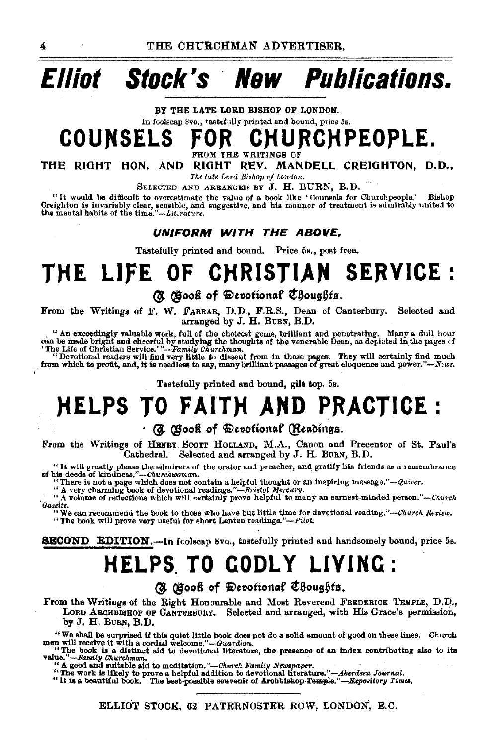# Elliot Stock's New Publications.

BY THE LATE LORD BISHOP OF LONDON.

In foolscap 8vo., tastefully printed and bound, price 5s.

## COUNSELS FOR CHURCHPEOPLE.

FROM THE WRITINGS OF

THE RIGHT HON. AND RIGHT REV. MANDELL CREIGHTON, D.D.,

*The late Lord Bishop of London.*

SELECTED AND ARRANGED BY J. H. BURN, B.D.

"It would be difficult to overestimate the value of a book like 'Counsels for Churchpeople.' Bishop Creighton is invariably clear, sensible, and suggestive, and his manner of treatment is admirably united to the mental habits of the time."—*Literature.*

### UNIFORM WITH THE ABOVE.

Tastefully printed and bound. Price 5s., post free.

## THE LIFE OF CHRISTIAN SERVICE:

### A Book of Devotional Thoughts.

From the Writings of F. W. FARRAR, D.D., F.R.S., Dean of Canterbury. Selected and arranged by J. H. BURN, B.D.

"An exceedingly valuable work, full of the choicest gems, brilliant and penetrating. Many a dull hour can be made bright and cheerful by studying the thoughts of the venerable Dean, as depicted in the pages of 'The Life of Christian Service.'"—*Family Churchman.*

"Devotional readers will find very little to dissent from in these pages. They will certainly find much from which to profit, and, it is needless to say, many brilliant passages of great eloquence and power."—*News.*

Tastefully printed and bound, gilt top, 5s.

## HELPS TO FAITH AND PRACTICE:

### A Book of Devotional Readings.

From the Writings of HENRY SCOTT HOLLAND, M.A., Canon and Precentor of St. Paul's Cathedral. Selected and arranged by J. H. BURN, B.D.

"It will greatly please the admirers of the orator and preacher, and gratify his friends as a remembrance of his deeds of kindness."—*Churchwoman.*

"There is not a page which does not contain a helpful thought or an inspiring message."—*Quiver.*

"A very charming book of devotional readings."—*Bristol Mercury.*

"A volume of reflections which will certainly prove helpful to many an earnest-minded person."—*Church Gazette.*

"We can recommend the book to those who have but little time for devotional reading."—*Church Review.*

"The book will prove very useful for short Lenten readings."—*Pilot.*

**SECOND EDITION.**—In foolscap 8vo., tastefully printed and handsomely bound, price 5s.

## HELPS TO GODLY LIVING:

### A Book of Devotional Thoughts.

From the Writings of the Right Honourable and Most Reverend FREDERICK TEMPLE, D.D., LORD ARCHBISHOP OF CANTERBURY. Selected and arranged, with His Grace's permission, by J. H. BURN, B.D.

"We shall be surprised if this quiet little book does not do a solid amount of good on these lines. Church men will receive it with a cordial welcome."—*Guardian.*

"The book is a distinct aid to devotional literature, the presence of an index contributing also to its value."—*Family Churchman.*

"A good and suitable aid to meditation."—*Church Family Newspaper.*

"The work is likely to prove a helpful addition to devotional literature."—*Aberdeen Journal.*

"It is a beautiful book. The best possible souvenir of Archbishop Temple."—*Expository Times.*

ELLIOT STOCK, 62 PATERNOSTER ROW, LONDON, E.C.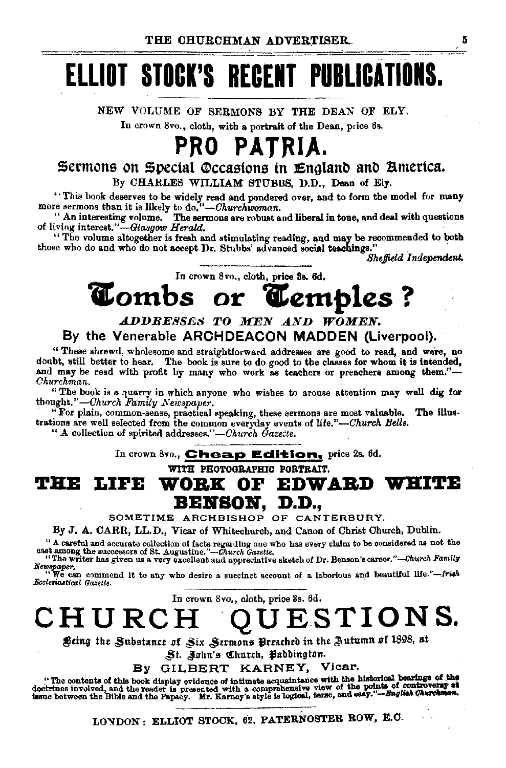# ELLIOT STOCK'S RECENT PUBLICATIONS.

NEW VOLUME OF SERMONS BY THE DEAN OF ELY.

In crown 8vo., cloth, with a portrait of the Dean, price 6s.

## PRO PATRIA.

### Sermons on Special Occasions in England and America.

By CHARLES WILLIAM STUBBS, D.D., Dean of Ely.

"This book deserves to be widely read and pondered over, and to form the model for many more sermons than it is likely to do."—*Churchwoman.*

"An interesting volume. The sermons are robust and liberal in tone, and deal with questions of living interest."—*Glasgow Herald.*

"The volume altogether is fresh and stimulating reading, and may be recommended to both those who do and who do not accept Dr. Stubbs' advanced social teachings."—*Sheffield Independent.*

---

In crown 8vo., cloth, price 3s. 6d.

## Tombs or Temples?

### *ADDRESSES TO MEN AND WOMEN.*

By the Venerable ARCHDEACON MADDEN (Liverpool).

"These shrewd, wholesome and straightforward addresses are good to read, and were, no doubt, still better to hear. The book is sure to do good to the classes for whom it is intended, and may be read with profit by many who work as teachers or preachers among them."—*Churchman.*

"The book is a quarry in which anyone who wishes to arouse attention may well dig for thought."—*Church Family Newspaper.*

"For plain, common-sense, practical speaking, these sermons are most valuable. The illustrations are well selected from the common everyday events of life."—*Church Bells.*

"A collection of spirited addresses."—*Church Gazette.*

---

In crown 8vo., **Cheap Edition,** price 2s. 6d.

WITH PHOTOGRAPHIC PORTRAIT.

## THE LIFE WORK OF EDWARD WHITE BENSON, D.D.,

SOMETIME ARCHBISHOP OF CANTERBURY.

By J. A. CARR, LL.D., Vicar of Whitechurch, and Canon of Christ Church, Dublin.

"A careful and accurate collection of facts regarding one who has every claim to be considered as not the east among the successors of St. Augustine."—*Church Gazette.*

"The writer has given us a very excellent and appreciative sketch of Dr. Benson's career."—*Church Family Newspaper.*

"We can commend it to any who desire a succinct account of a laborious and beautiful life."—*Irish Ecclesiastical Gazette.*

---

In crown 8vo., cloth, price 3s. 6d.

## CHURCH QUESTIONS.

Being the Substance of Six Sermons Preached in the Autumn of 1898, at St. John's Church, Paddington.

By GILBERT KARNEY, Vicar.

"The contents of this book display evidence of intimate acquaintance with the historical bearings of the doctrines involved, and the reader is presented with a comprehensive view of the points of controversy at issue between the Bible and the Papacy. Mr. Karney's style is logical, terse, and easy."—*English Churchman.*

LONDON: ELLIOT STOCK, 62, PATERNOSTER ROW, E.C.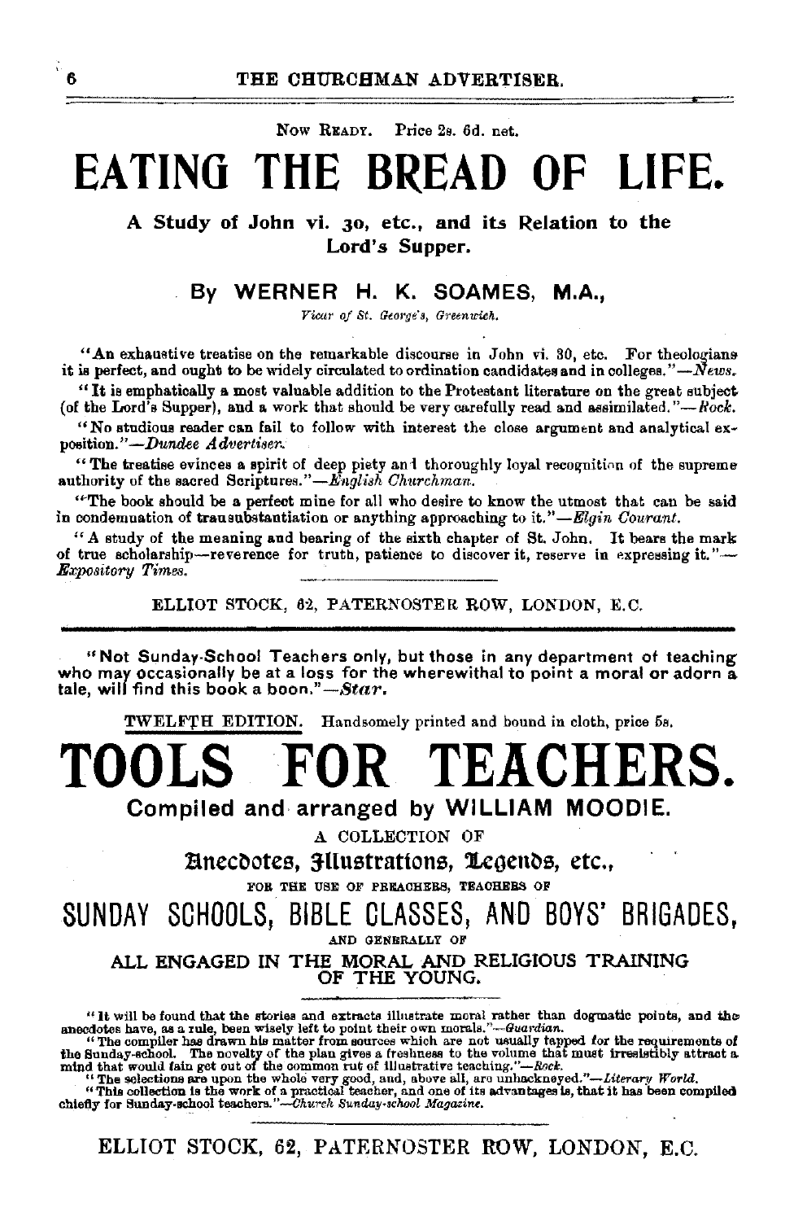NOW READY. Price 2s. 6d. net.

# EATING THE BREAD OF LIFE.

### A Study of John vi. 30, etc., and its Relation to the Lord's Supper.

### By WERNER H. K. SOAMES, M.A.,

*Vicar of St. George's, Greenwich.*

"An exhaustive treatise on the remarkable discourse in John vi. 30, etc. For theologians it is perfect, and ought to be widely circulated to ordination candidates and in colleges."—*News.*

"It is emphatically a most valuable addition to the Protestant literature on the great subject (of the Lord's Supper), and a work that should be very carefully read and assimilated."—*Rock.*

"No studious reader can fail to follow with interest the close argument and analytical exposition."—*Dundee Advertiser.*

"The treatise evinces a spirit of deep piety and thoroughly loyal recognition of the supreme authority of the sacred Scriptures."—*English Churchman.*

"The book should be a perfect mine for all who desire to know the utmost that can be said in condemnation of transubstantiation or anything approaching to it."—*Elgin Courant.*

"A study of the meaning and bearing of the sixth chapter of St. John. It bears the mark of true scholarship—reverence for truth, patience to discover it, reserve in expressing it."—*Expository Times.*

ELLIOT STOCK, 62, PATERNOSTER ROW, LONDON, E.C.

---

"Not Sunday-School Teachers only, but those in any department of teaching who may occasionally be at a loss for the wherewithal to point a moral or adorn a tale, will find this book a boon."—*Star.*

TWELFTH EDITION. Handsomely printed and bound in cloth, price 5s.

# TOOLS FOR TEACHERS.

### Compiled and arranged by WILLIAM MOODIE.

A COLLECTION OF

**Anecdotes, Illustrations, Legends, etc.,**

FOR THE USE OF PREACHERS, TEACHERS OF

## SUNDAY SCHOOLS, BIBLE CLASSES, AND BOYS' BRIGADES,

AND GENERALLY OF

### ALL ENGAGED IN THE MORAL AND RELIGIOUS TRAINING OF THE YOUNG.

"It will be found that the stories and extracts illustrate moral rather than dogmatic points, and the anecdotes have, as a rule, been wisely left to point their own morals."—*Guardian.*

"The compiler has drawn his matter from sources which are not usually tapped for the requirements of the Sunday-school. The novelty of the plan gives a freshness to the volume that must irresistibly attract a mind that would fain get out of the common rut of illustrative teaching."—*Rock.*

"The selections are upon the whole very good, and, above all, are unhackneyed."—*Literary World.*

"This collection is the work of a practical teacher, and one of its advantages is, that it has been compiled chiefly for Sunday-school teachers."—*Church Sunday-school Magazine.*

ELLIOT STOCK, 62, PATERNOSTER ROW, LONDON, E.C.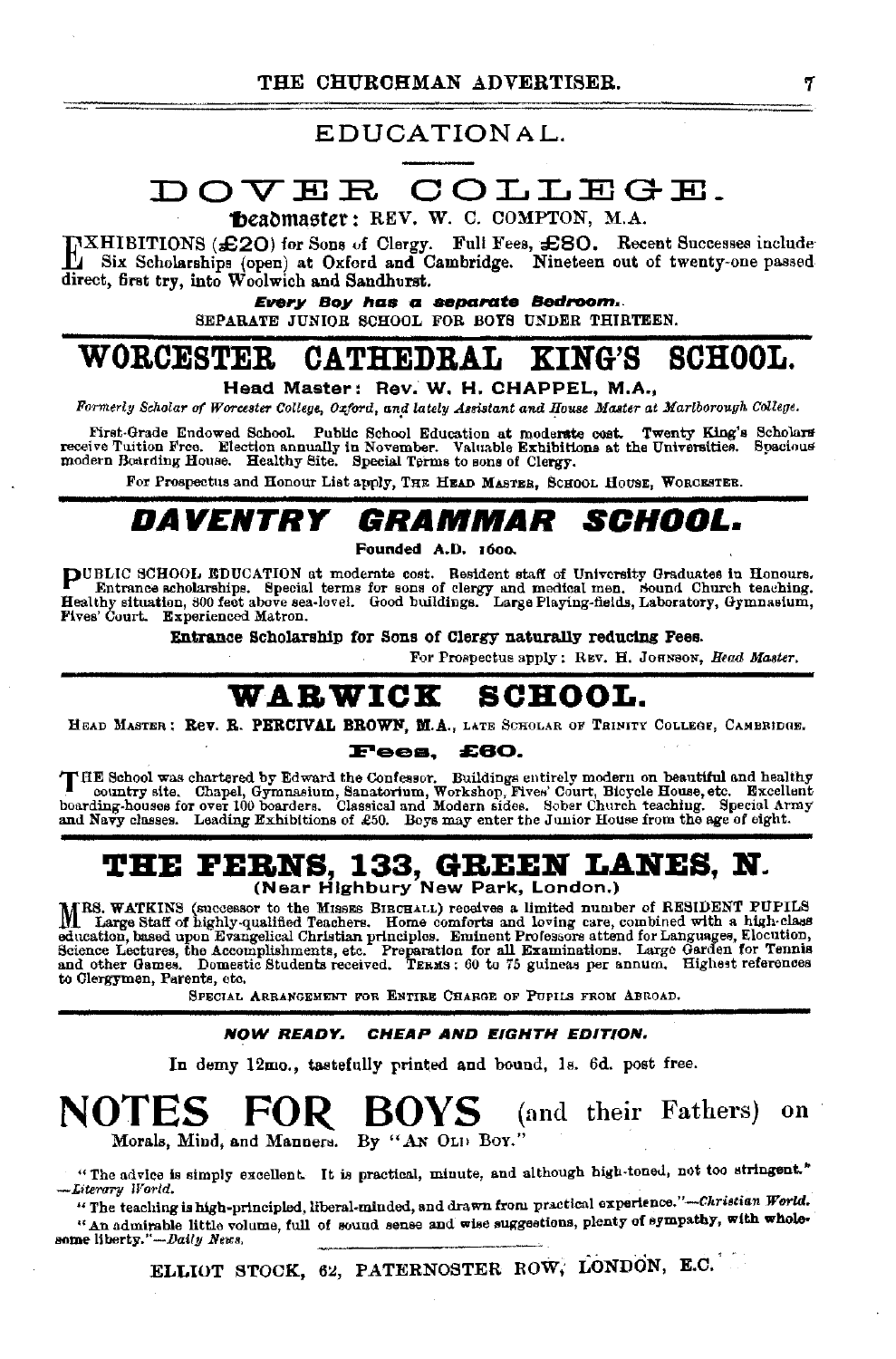## EDUCATIONAL.

# DOVER COLLEGE.

**Headmaster: REV. W. C. COMPTON, M.A.**

EXHIBITIONS (£20) for Sons of Clergy. Full Fees, £80. Recent Successes include Six Scholarships (open) at Oxford and Cambridge. Nineteen out of twenty-one passed direct, first try, into Woolwich and Sandhurst.

***Every Boy has a separate Bedroom.***

SEPARATE JUNIOR SCHOOL FOR BOYS UNDER THIRTEEN.

# WORCESTER CATHEDRAL KING'S SCHOOL.

**Head Master: Rev. W. H. CHAPPEL, M.A.,**

*Formerly Scholar of Worcester College, Oxford, and lately Assistant and House Master at Marlborough College.*

First-Grade Endowed School. Public School Education at moderate cost. Twenty King's Scholars receive Tuition Free. Election annually in November. Valuable Exhibitions at the Universities. Spacious modern Boarding House. Healthy Site. Special Terms to sons of Clergy.

For Prospectus and Honour List apply, THE HEAD MASTER, SCHOOL HOUSE, WORCESTER.

# *DAVENTRY GRAMMAR SCHOOL.*

**Founded A.D. 1600.**

PUBLIC SCHOOL EDUCATION at moderate cost. Resident staff of University Graduates in Honours. Entrance scholarships. Special terms for sons of clergy and medical men. Sound Church teaching. Healthy situation, 800 feet above sea-level. Good buildings. Large Playing-fields, Laboratory, Gymnasium, Fives' Court. Experienced Matron.

**Entrance Scholarship for Sons of Clergy naturally reducing Fees.**

For Prospectus apply: REV. H. JOHNSON, *Head Master.*

# WARWICK SCHOOL.

HEAD MASTER: **Rev. R. PERCIVAL BROWN, M.A.**, LATE SCHOLAR OF TRINITY COLLEGE, CAMBRIDGE.

**Fees, £60.**

THE School was chartered by Edward the Confessor. Buildings entirely modern on beautiful and healthy country site. Chapel, Gymnasium, Sanatorium, Workshop, Fives' Court, Bicycle House, etc. Excellent boarding-houses for over 100 boarders. Classical and Modern sides. Sober Church teaching. Special Army and Navy classes. Leading Exhibitions of £50. Boys may enter the Junior House from the age of eight.

# THE FERNS, 133, GREEN LANES, N.

**(Near Highbury New Park, London.)**

MRS. WATKINS (successor to the MISSES BIRCHALL) receives a limited number of RESIDENT PUPILS. Large Staff of highly-qualified Teachers. Home comforts and loving care, combined with a high-class education, based upon Evangelical Christian principles. Eminent Professors attend for Languages, Elocution, Science Lectures, the Accomplishments, etc. Preparation for all Examinations. Large Garden for Tennis and other Games. Domestic Students received. TERMS: 60 to 75 guineas per annum. Highest references to Clergymen, Parents, etc.

SPECIAL ARRANGEMENT FOR ENTIRE CHARGE OF PUPILS FROM ABROAD.

***NOW READY. CHEAP AND EIGHTH EDITION.***

In demy 12mo., tastefully printed and bound, 1s. 6d. post free.

# NOTES FOR BOYS (and their Fathers) on

Morals, Mind, and Manners. By "AN OLD BOY."

"The advice is simply excellent. It is practical, minute, and although high-toned, not too stringent." —*Literary World.*

"The teaching is high-principled, liberal-minded, and drawn from practical experience."—*Christian World.*

"An admirable little volume, full of sound sense and wise suggestions, plenty of sympathy, with wholesome liberty."—*Daily News.*

ELLIOT STOCK, 62, PATERNOSTER ROW, LONDON, E.C.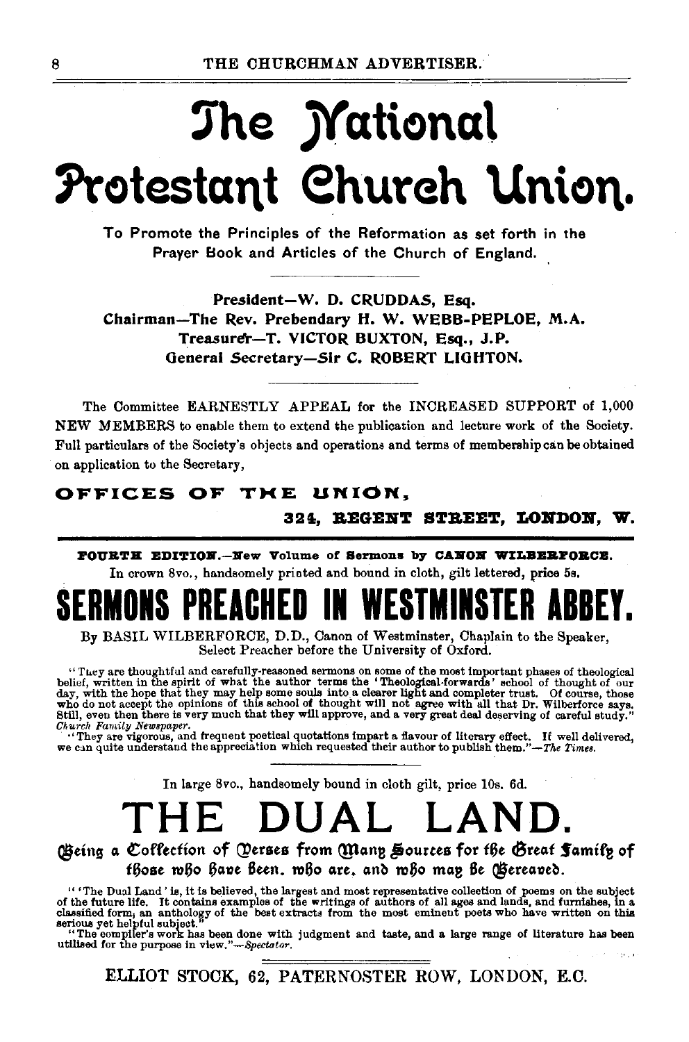# The National Protestant Church Union.

To Promote the Principles of the Reformation as set forth in the Prayer Book and Articles of the Church of England.

President—W. D. CRUDDAS, Esq.
Chairman—The Rev. Prebendary H. W. WEBB-PEPLOE, M.A.
Treasurer—T. VICTOR BUXTON, Esq., J.P.
General Secretary—Sir C. ROBERT LIGHTON.

The Committee EARNESTLY APPEAL for the INCREASED SUPPORT of 1,000 NEW MEMBERS to enable them to extend the publication and lecture work of the Society. Full particulars of the Society's objects and operations and terms of membership can be obtained on application to the Secretary,

**OFFICES OF THE UNION,**

**324, REGENT STREET, LONDON, W.**

---

**FOURTH EDITION.—New Volume of Sermons by CANON WILBERFORCE.**

In crown 8vo., handsomely printed and bound in cloth, gilt lettered, price 5s.

# SERMONS PREACHED IN WESTMINSTER ABBEY.

By BASIL WILBERFORCE, D.D., Canon of Westminster, Chaplain to the Speaker, Select Preacher before the University of Oxford.

"They are thoughtful and carefully-reasoned sermons on some of the most important phases of theological belief, written in the spirit of what the author terms the 'Theological-forwards' school of thought of our day, with the hope that they may help some souls into a clearer light and completer trust. Of course, those who do not accept the opinions of this school of thought will not agree with all that Dr. Wilberforce says. Still, even then there is very much that they will approve, and a very great deal deserving of careful study."—*Church Family Newspaper.*

"They are vigorous, and frequent poetical quotations impart a flavour of literary effect. If well delivered, we can quite understand the appreciation which requested their author to publish them."—*The Times.*

---

In large 8vo., handsomely bound in cloth gilt, price 10s. 6d.

# THE DUAL LAND.

## Being a Collection of Verses from Many Sources for the Great Family of those who have been, who are, and who may be Bereaved.

"'The Dual Land' is, it is believed, the largest and most representative collection of poems on the subject of the future life. It contains examples of the writings of authors of all ages and lands, and furnishes, in a classified form, an anthology of the best extracts from the most eminent poets who have written on this serious yet helpful subject."

"The compiler's work has been done with judgment and taste, and a large range of literature has been utilised for the purpose in view."—*Spectator.*

ELLIOT STOCK, 62, PATERNOSTER ROW, LONDON, E.C.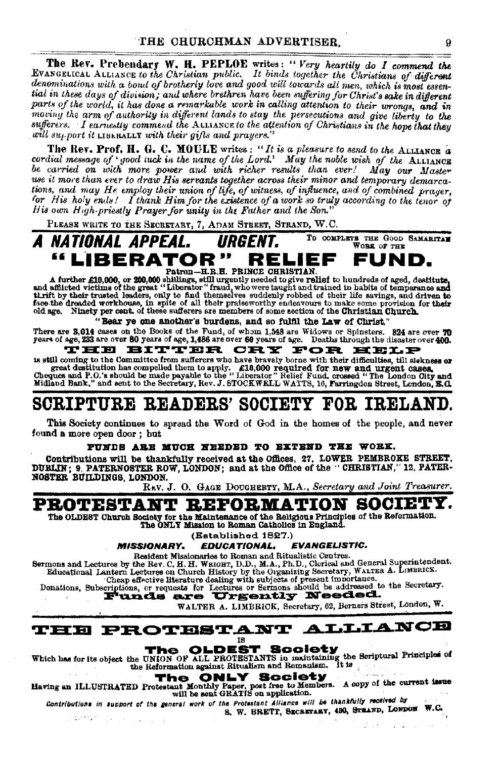**The Rev. Prebendary W. H. PEPLOE** writes: "*Very heartily do I commend the* EVANGELICAL ALLIANCE *to the Christian public. It binds together the Christians of different denominations with a bond of brotherly love and good will towards all men, which is most essential in these days of division; and where brethren have been suffering for Christ's sake in different parts of the world, it has done a remarkable work in calling attention to their wrongs, and in moving the arm of authority in different lands to stay the persecutions and give liberty to the sufferers. I earnestly commend the* ALLIANCE *to the attention of Christians in the hope that they will support it* LIBERALLY *with their gifts and prayers.*"

**The Rev. Prof. H. G. C. MOULE** writes: "*It is a pleasure to send to the* ALLIANCE *a cordial message of 'good luck in the name of the Lord.' May the noble wish of the* ALLIANCE *be carried on with more power and with richer results than ever! May our Master use it more than ever to draw His servants together across their minor and temporary demarcations, and may He employ their union of life, of witness, of influence, and of combined prayer, for His holy ends! I thank Him for the existence of a work so truly according to the tenor of His own High-priestly Prayer for unity in the Father and the Son.*"

PLEASE WRITE TO THE SECRETARY, 7, ADAM STREET, STRAND, W.C.

# *A NATIONAL APPEAL. URGENT.* TO COMPLETE THE GOOD SAMARITAN WORK OF THE

# "LIBERATOR" RELIEF FUND.

Patron—H.R.H. PRINCE CHRISTIAN.

A further £10,000, or 200,000 shillings, still urgently needed to give **relief** to hundreds of aged, destitute, and afflicted victims of the great "Liberator" fraud, who were taught and trained in habits of temperance and thrift by their trusted leaders, only to find themselves suddenly robbed of their life savings, and driven to face the dreaded workhouse, in spite of all their praiseworthy endeavours to make some provision for their old age. Ninety per cent. of these sufferers are members of some section of the **Christian Church**.

**"Bear ye one another's burdens, and so fulfil the Law of Christ."**

There are **3,014** cases on the Books of the Fund, of whom **1,548** are Widows or Spinsters. **824** are over **70** years of age, **233** are over **80** years of age, **1,486** are over **60** years of age. Deaths through the disaster over **400**.

**THE BITTER CRY FOR HELP**

is still coming to the Committee from sufferers who have bravely borne with their difficulties, till sickness or great destitution has compelled them to apply. **£10,000 required for new and urgent cases.** Cheques and P.O.'s should be made payable to the "Liberator" Relief Fund, crossed "The London City and Midland Bank," and sent to the Secretary, Rev. J. STOCKWELL WATTS, 16, Farringdon Street, London, E.C.

# SCRIPTURE READERS' SOCIETY FOR IRELAND.

This Society continues to spread the Word of God in the homes of the people, and never found a more open door; but

**FUNDS ARE MUCH NEEDED TO EXTEND THE WORK.**

**Contributions will be thankfully received at the Offices, 27, LOWER PEMBROKE STREET, DUBLIN; 9, PATERNOSTER ROW, LONDON; and at the Office of the "CHRISTIAN," 12, PATERNOSTER BUILDINGS, LONDON.**

REV. J. O. GAGE DOUGHERTY, M.A., *Secretary and Joint Treasurer.*

# PROTESTANT REFORMATION SOCIETY.

**The OLDEST Church Society for the Maintenance of the Religious Principles of the Reformation. The ONLY Mission to Roman Catholics in England.**

(Established 1827.)

***MISSIONARY. EDUCATIONAL. EVANGELISTIC.***

Resident Missionaries to Roman and Ritualistic Centres.
Sermons and Lectures by the Rev. C. H. H. WRIGHT, D.D., M.A., Ph.D., Clerical and General Superintendent.
Educational Lantern Lectures on Church History by the Organizing Secretary, WALTER A. LIMBRICK.
Cheap effective literature dealing with subjects of present importance.
Donations, Subscriptions, or requests for Lectures or Sermons should be addressed to the Secretary.

**Funds are Urgently Needed.**

WALTER A. LIMBRICK, Secretary, 62, Berners Street, London, W.

# THE PROTESTANT ALLIANCE

IS

**The OLDEST Society**

Which has for its object the UNION OF ALL PROTESTANTS in maintaining the Scriptural Principles of the Reformation against Ritualism and Romanism. It is

**The ONLY Society**

Having an ILLUSTRATED Protestant Monthly Paper, post free to Members. A copy of the current issue will be sent GRATIS on application.

*Contributions in support of the general work of the Protestant Alliance will be thankfully received by*
S. W. BRETT, SECRETARY, 430, STRAND, LONDON W.C.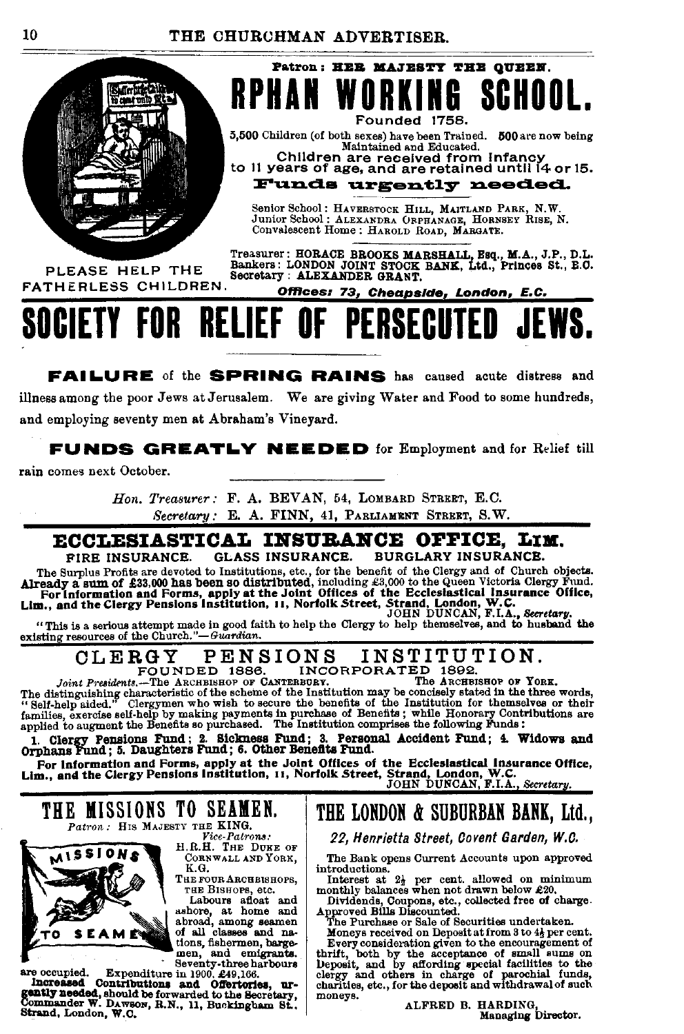Patron: HER MAJESTY THE QUEEN.

# RPHAN WORKING SCHOOL.

Founded 1758.

5,500 Children (of both sexes) have been Trained. 500 are now being Maintained and Educated.

Children are received from Infancy to 11 years of age, and are retained until 14 or 15.

**Funds urgently needed.**

Senior School: HAVERSTOCK HILL, MAITLAND PARK, N.W.
Junior School: ALEXANDRA ORPHANAGE, HORNSEY RISE, N.
Convalescent Home: HAROLD ROAD, MARGATE.

PLEASE HELP THE FATHERLESS CHILDREN.

Treasurer: HORACE BROOKS MARSHALL, Esq., M.A., J.P., D.L.
Bankers: LONDON JOINT STOCK BANK, Ltd., Princes St., E.C.
Secretary: ALEXANDER GRANT.

*Offices: 73, Cheapside, London, E.C.*

# SOCIETY FOR RELIEF OF PERSECUTED JEWS.

**FAILURE** of the **SPRING RAINS** has caused acute distress and illness among the poor Jews at Jerusalem. We are giving Water and Food to some hundreds, and employing seventy men at Abraham's Vineyard.

**FUNDS GREATLY NEEDED** for Employment and for Relief till rain comes next October.

*Hon. Treasurer:* F. A. BEVAN, 54, LOMBARD STREET, E.C.
*Secretary:* E. A. FINN, 41, PARLIAMENT STREET, S.W.

## ECCLESIASTICAL INSURANCE OFFICE, LIM.

FIRE INSURANCE. GLASS INSURANCE. BURGLARY INSURANCE.

The Surplus Profits are devoted to Institutions, etc., for the benefit of the Clergy and of Church objects. **Already a sum of £33,000 has been so distributed,** including £3,000 to the Queen Victoria Clergy Fund.

**For Information and Forms, apply at the Joint Offices of the Ecclesiastical Insurance Office, Lim., and the Clergy Pensions Institution, 11, Norfolk Street, Strand, London, W.C.**

JOHN DUNCAN, F.I.A., *Secretary.*

"This is a serious attempt made in good faith to help the Clergy to help themselves, and to husband the existing resources of the Church."—*Guardian.*

## CLERGY PENSIONS INSTITUTION.

FOUNDED 1886. INCORPORATED 1892.

*Joint Presidents.*—The ARCHBISHOP OF CANTERBURY. The ARCHBISHOP OF YORK.

The distinguishing characteristic of the scheme of the Institution may be concisely stated in the three words, "Self-help aided." Clergymen who wish to secure the benefits of the Institution for themselves or their families, exercise self-help by making payments in purchase of Benefits; while Honorary Contributions are applied to augment the Benefits so purchased. The Institution comprises the following Funds:

**1. Clergy Pensions Fund; 2. Sickness Fund; 3. Personal Accident Fund; 4. Widows and Orphans Fund; 5. Daughters Fund; 6. Other Benefits Fund.**

**For Information and Forms, apply at the Joint Offices of the Ecclesiastical Insurance Office, Lim., and the Clergy Pensions Institution, 11, Norfolk Street, Strand, London, W.C.**

JOHN DUNCAN, F.I.A., *Secretary.*

## THE MISSIONS TO SEAMEN.

*Patron:* HIS MAJESTY THE KING.

*Vice-Patrons:*
H.R.H. THE DUKE OF CORNWALL AND YORK, K.G.
THE FOUR ARCHBISHOPS, THE BISHOPS, etc.

Labours afloat and ashore, at home and abroad, among seamen of all classes and nations, fishermen, bargemen, and emigrants. Seventy-three harbours are occupied. Expenditure in 1900, £49,166.

**Increased Contributions and Offertories, urgently needed,** should be forwarded to the Secretary, Commander W. DAWSON, R.N., 11, Buckingham St., Strand, London, W.C.

## THE LONDON & SUBURBAN BANK, Ltd.,

*22, Henrietta Street, Covent Garden, W.C.*

The Bank opens Current Accounts upon approved introductions.

Interest at 2½ per cent. allowed on minimum monthly balances when not drawn below £20.

Dividends, Coupons, etc., collected free of charge.

Approved Bills Discounted.

The Purchase or Sale of Securities undertaken.

Moneys received on Deposit at from 3 to 4½ per cent.

Every consideration given to the encouragement of thrift, both by the acceptance of small sums on Deposit, and by affording special facilities to the clergy and others in charge of parochial funds, charities, etc., for the deposit and withdrawal of such moneys.

ALFRED B. HARDING,
Managing Director.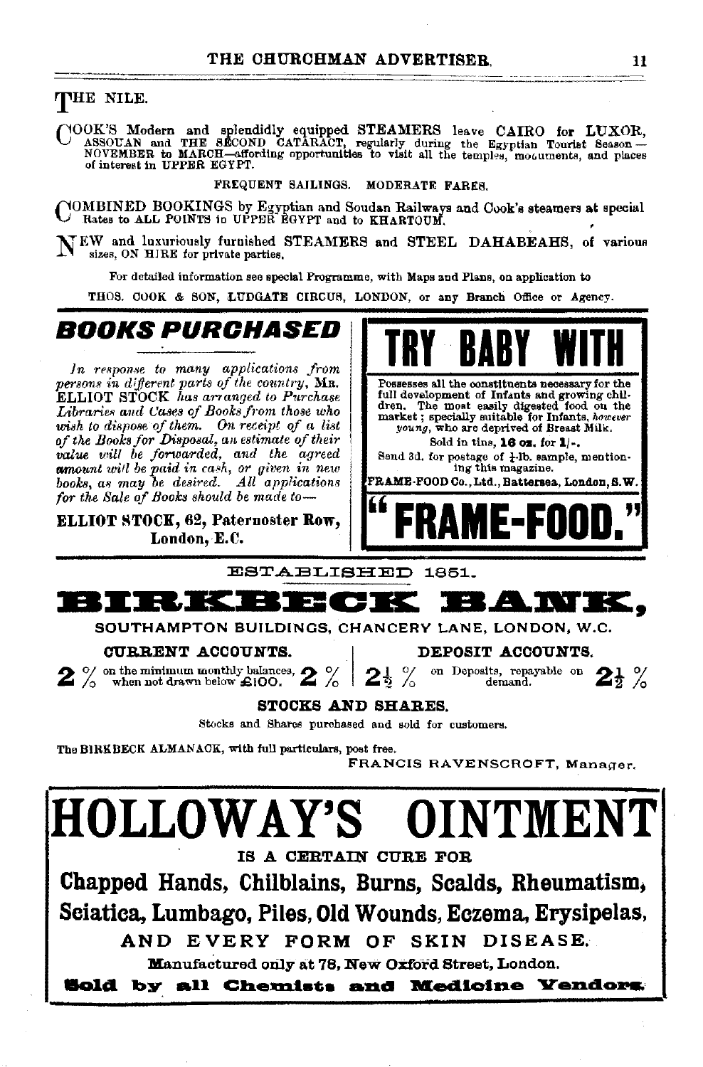## THE NILE.

COOK'S Modern and splendidly equipped STEAMERS leave CAIRO for LUXOR, ASSOUAN and THE SECOND CATARACT, regularly during the Egyptian Tourist Season—NOVEMBER to MARCH—affording opportunities to visit all the temples, monuments, and places of interest in UPPER EGYPT.

FREQUENT SAILINGS. MODERATE FARES.

COMBINED BOOKINGS by Egyptian and Soudan Railways and Cook's steamers at special Rates to ALL POINTS in UPPER EGYPT and to KHARTOUM.

NEW and luxuriously furnished STEAMERS and STEEL DAHABEAHS, of various sizes, ON HIRE for private parties.

For detailed information see special Programme, with Maps and Plans, on application to

THOS. COOK & SON, LUDGATE CIRCUS, LONDON, or any Branch Office or Agency.

---

## BOOKS PURCHASED

*In response to many applications from persons in different parts of the country,* MR. ELLIOT STOCK *has arranged to Purchase Libraries and Cases of Books from those who wish to dispose of them. On receipt of a list of the Books for Disposal, an estimate of their value will be forwarded, and the agreed amount will be paid in cash, or given in new books, as may be desired. All applications for the Sale of Books should be made to—*

**ELLIOT STOCK, 62, Paternoster Row, London, E.C.**

---

## TRY BABY WITH

Possesses all the constituents necessary for the full development of Infants and growing children. The most easily digested food on the market; specially suitable for Infants, *however young*, who are deprived of Breast Milk.

Sold in tins, **16 oz.** for **1/-.**

Send 3d. for postage of $\frac{1}{4}$-lb. sample, mentioning this magazine.

FRAME-FOOD Co., Ltd., Battersea, London, S.W.

## "FRAME-FOOD."

---

ESTABLISHED 1851.

## BIRKBECK BANK,

SOUTHAMPTON BUILDINGS, CHANCERY LANE, LONDON, W.C.

**CURRENT ACCOUNTS.**

2 % on the minimum monthly balances, when not drawn below £100. 2 %

**DEPOSIT ACCOUNTS.**

2½ % on Deposits, repayable on demand. 2½ %

**STOCKS AND SHARES.**

Stocks and Shares purchased and sold for customers.

The BIRKBECK ALMANACK, with full particulars, post free.

FRANCIS RAVENSCROFT, Manager.

---

# HOLLOWAY'S OINTMENT

IS A CERTAIN CURE FOR

**Chapped Hands, Chilblains, Burns, Scalds, Rheumatism, Sciatica, Lumbago, Piles, Old Wounds, Eczema, Erysipelas,**

AND EVERY FORM OF SKIN DISEASE.

**Manufactured only at 78, New Oxford Street, London.**

**Sold by all Chemists and Medicine Vendors.**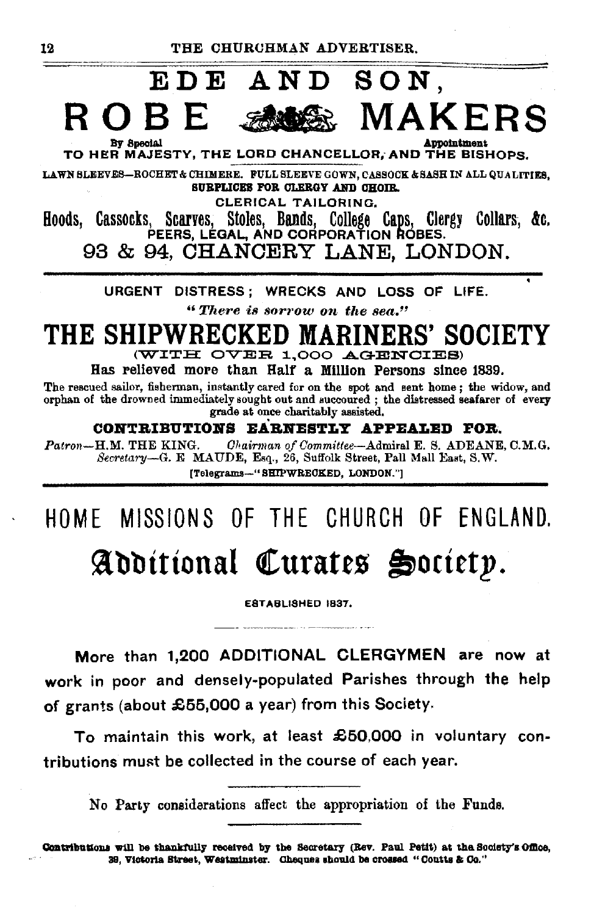# EDE AND SON,

# ROBE MAKERS

By Special Appointment

TO HER MAJESTY, THE LORD CHANCELLOR, AND THE BISHOPS.

LAWN SLEEVES—ROCHET & CHIMERE. FULL SLEEVE GOWN, CASSOCK & SASH IN ALL QUALITIES, SURPLICES FOR CLERGY AND CHOIR.

CLERICAL TAILORING.

**Hoods, Cassocks, Scarves, Stoles, Bands, College Caps, Clergy Collars, &c.**

PEERS, LEGAL, AND CORPORATION ROBES.

**93 & 94, CHANCERY LANE, LONDON.**

---

URGENT DISTRESS; WRECKS AND LOSS OF LIFE.

*"There is sorrow on the sea."*

# THE SHIPWRECKED MARINERS' SOCIETY

(WITH OVER 1,000 AGENCIES)

**Has relieved more than Half a Million Persons since 1839.**

The rescued sailor, fisherman, instantly cared for on the spot and sent home; the widow, and orphan of the drowned immediately sought out and succoured; the distressed seafarer of every grade at once charitably assisted.

**CONTRIBUTIONS EARNESTLY APPEALED FOR.**

*Patron*—H.M. THE KING. *Chairman of Committee*—Admiral E. S. ADEANE, C.M.G.
*Secretary*—G. E MAUDE, Esq., 26, Suffolk Street, Pall Mall East, S.W.

[Telegrams—"SHIPWRECKED, LONDON."]

---

# HOME MISSIONS OF THE CHURCH OF ENGLAND.

# Additional Curates Society.

ESTABLISHED 1837.

More than 1,200 ADDITIONAL CLERGYMEN are now at work in poor and densely-populated Parishes through the help of grants (about £55,000 a year) from this Society.

To maintain this work, at least £50,000 in voluntary contributions must be collected in the course of each year.

No Party considerations affect the appropriation of the Funds.

**Contributions will be thankfully received by the Secretary (Rev. Paul Petit) at the Society's Office, 39, Victoria Street, Westminster. Cheques should be crossed "Coutts & Co."**